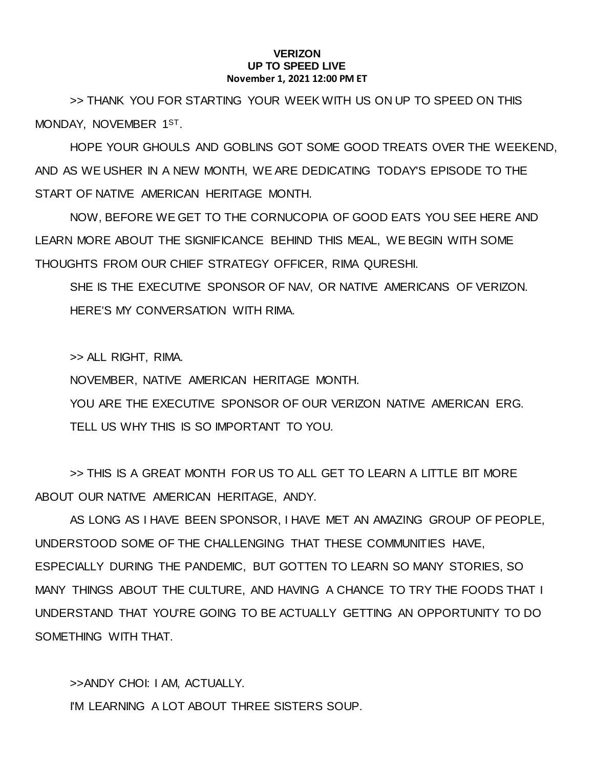**VERIZON**
**UP TO SPEED LIVE**
**November 1, 2021 12:00 PM ET**

>> THANK YOU FOR STARTING YOUR WEEK WITH US ON UP TO SPEED ON THIS MONDAY, NOVEMBER 1ST.

HOPE YOUR GHOULS AND GOBLINS GOT SOME GOOD TREATS OVER THE WEEKEND, AND AS WE USHER IN A NEW MONTH, WE ARE DEDICATING TODAY'S EPISODE TO THE START OF NATIVE AMERICAN HERITAGE MONTH.

NOW, BEFORE WE GET TO THE CORNUCOPIA OF GOOD EATS YOU SEE HERE AND LEARN MORE ABOUT THE SIGNIFICANCE BEHIND THIS MEAL, WE BEGIN WITH SOME THOUGHTS FROM OUR CHIEF STRATEGY OFFICER, RIMA QURESHI.

SHE IS THE EXECUTIVE SPONSOR OF NAV, OR NATIVE AMERICANS OF VERIZON.

HERE'S MY CONVERSATION WITH RIMA.

>> ALL RIGHT, RIMA.

NOVEMBER, NATIVE AMERICAN HERITAGE MONTH.

YOU ARE THE EXECUTIVE SPONSOR OF OUR VERIZON NATIVE AMERICAN ERG.

TELL US WHY THIS IS SO IMPORTANT TO YOU.

>> THIS IS A GREAT MONTH FOR US TO ALL GET TO LEARN A LITTLE BIT MORE ABOUT OUR NATIVE AMERICAN HERITAGE, ANDY.

AS LONG AS I HAVE BEEN SPONSOR, I HAVE MET AN AMAZING GROUP OF PEOPLE, UNDERSTOOD SOME OF THE CHALLENGING THAT THESE COMMUNITIES HAVE, ESPECIALLY DURING THE PANDEMIC, BUT GOTTEN TO LEARN SO MANY STORIES, SO MANY THINGS ABOUT THE CULTURE, AND HAVING A CHANCE TO TRY THE FOODS THAT I UNDERSTAND THAT YOU'RE GOING TO BE ACTUALLY GETTING AN OPPORTUNITY TO DO SOMETHING WITH THAT.

>>ANDY CHOI: I AM, ACTUALLY.

I'M LEARNING A LOT ABOUT THREE SISTERS SOUP.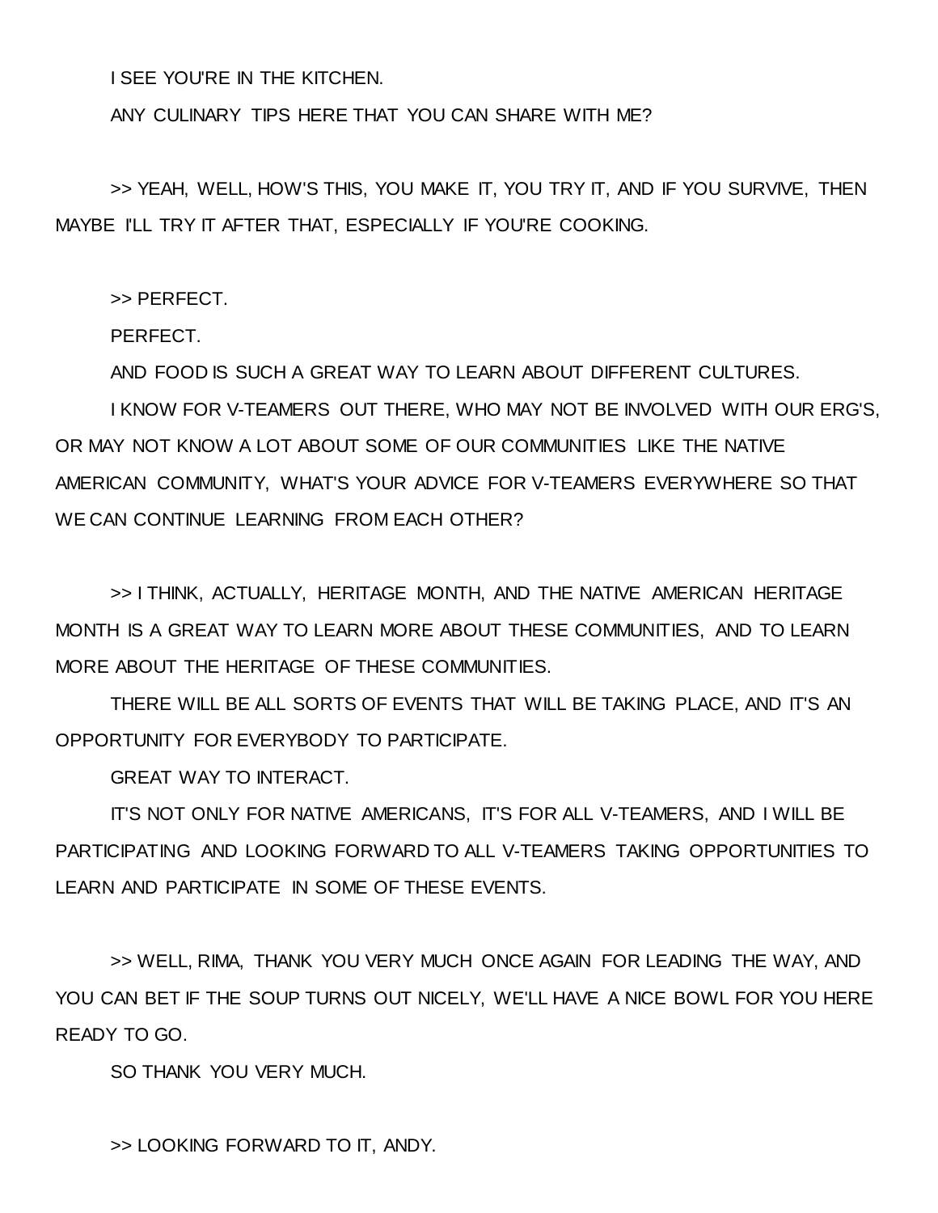I SEE YOU'RE IN THE KITCHEN.

ANY CULINARY TIPS HERE THAT YOU CAN SHARE WITH ME?

>> YEAH, WELL, HOW'S THIS, YOU MAKE IT, YOU TRY IT, AND IF YOU SURVIVE, THEN MAYBE I'LL TRY IT AFTER THAT, ESPECIALLY IF YOU'RE COOKING.

>> PERFECT.

PERFECT.

AND FOOD IS SUCH A GREAT WAY TO LEARN ABOUT DIFFERENT CULTURES.

I KNOW FOR V-TEAMERS OUT THERE, WHO MAY NOT BE INVOLVED WITH OUR ERG'S, OR MAY NOT KNOW A LOT ABOUT SOME OF OUR COMMUNITIES LIKE THE NATIVE AMERICAN COMMUNITY, WHAT'S YOUR ADVICE FOR V-TEAMERS EVERYWHERE SO THAT WE CAN CONTINUE LEARNING FROM EACH OTHER?

>> I THINK, ACTUALLY, HERITAGE MONTH, AND THE NATIVE AMERICAN HERITAGE MONTH IS A GREAT WAY TO LEARN MORE ABOUT THESE COMMUNITIES, AND TO LEARN MORE ABOUT THE HERITAGE OF THESE COMMUNITIES.

THERE WILL BE ALL SORTS OF EVENTS THAT WILL BE TAKING PLACE, AND IT'S AN OPPORTUNITY FOR EVERYBODY TO PARTICIPATE.

GREAT WAY TO INTERACT.

IT'S NOT ONLY FOR NATIVE AMERICANS, IT'S FOR ALL V-TEAMERS, AND I WILL BE PARTICIPATING AND LOOKING FORWARD TO ALL V-TEAMERS TAKING OPPORTUNITIES TO LEARN AND PARTICIPATE IN SOME OF THESE EVENTS.

>> WELL, RIMA, THANK YOU VERY MUCH ONCE AGAIN FOR LEADING THE WAY, AND YOU CAN BET IF THE SOUP TURNS OUT NICELY, WE'LL HAVE A NICE BOWL FOR YOU HERE READY TO GO.

SO THANK YOU VERY MUCH.

>> LOOKING FORWARD TO IT, ANDY.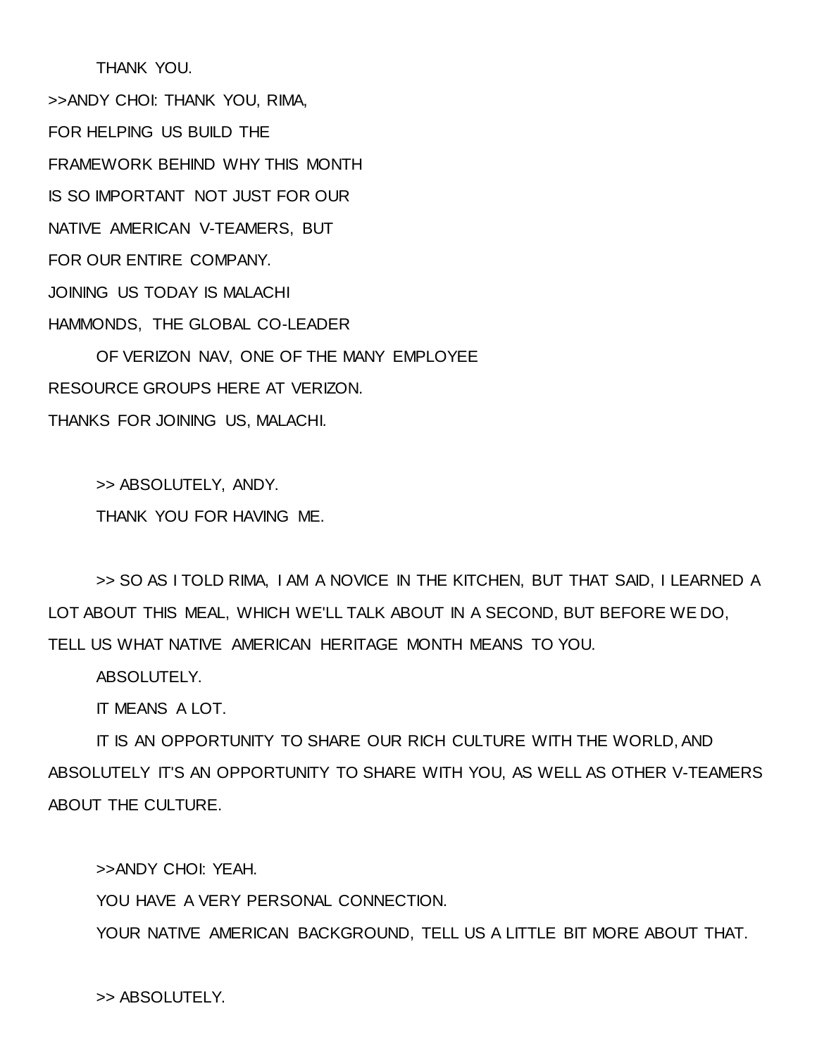THANK YOU.

>>ANDY CHOI: THANK YOU, RIMA,
FOR HELPING US BUILD THE
FRAMEWORK BEHIND WHY THIS MONTH
IS SO IMPORTANT NOT JUST FOR OUR
NATIVE AMERICAN V-TEAMERS, BUT
FOR OUR ENTIRE COMPANY.
JOINING US TODAY IS MALACHI
HAMMONDS, THE GLOBAL CO-LEADER
OF VERIZON NAV, ONE OF THE MANY EMPLOYEE
RESOURCE GROUPS HERE AT VERIZON.
THANKS FOR JOINING US, MALACHI.

>> ABSOLUTELY, ANDY.
THANK YOU FOR HAVING ME.

>> SO AS I TOLD RIMA, I AM A NOVICE IN THE KITCHEN, BUT THAT SAID, I LEARNED A LOT ABOUT THIS MEAL, WHICH WE'LL TALK ABOUT IN A SECOND, BUT BEFORE WE DO, TELL US WHAT NATIVE AMERICAN HERITAGE MONTH MEANS TO YOU.

ABSOLUTELY.

IT MEANS A LOT.

IT IS AN OPPORTUNITY TO SHARE OUR RICH CULTURE WITH THE WORLD, AND ABSOLUTELY IT'S AN OPPORTUNITY TO SHARE WITH YOU, AS WELL AS OTHER V-TEAMERS ABOUT THE CULTURE.

>>ANDY CHOI: YEAH.

YOU HAVE A VERY PERSONAL CONNECTION.

YOUR NATIVE AMERICAN BACKGROUND, TELL US A LITTLE BIT MORE ABOUT THAT.

>> ABSOLUTELY.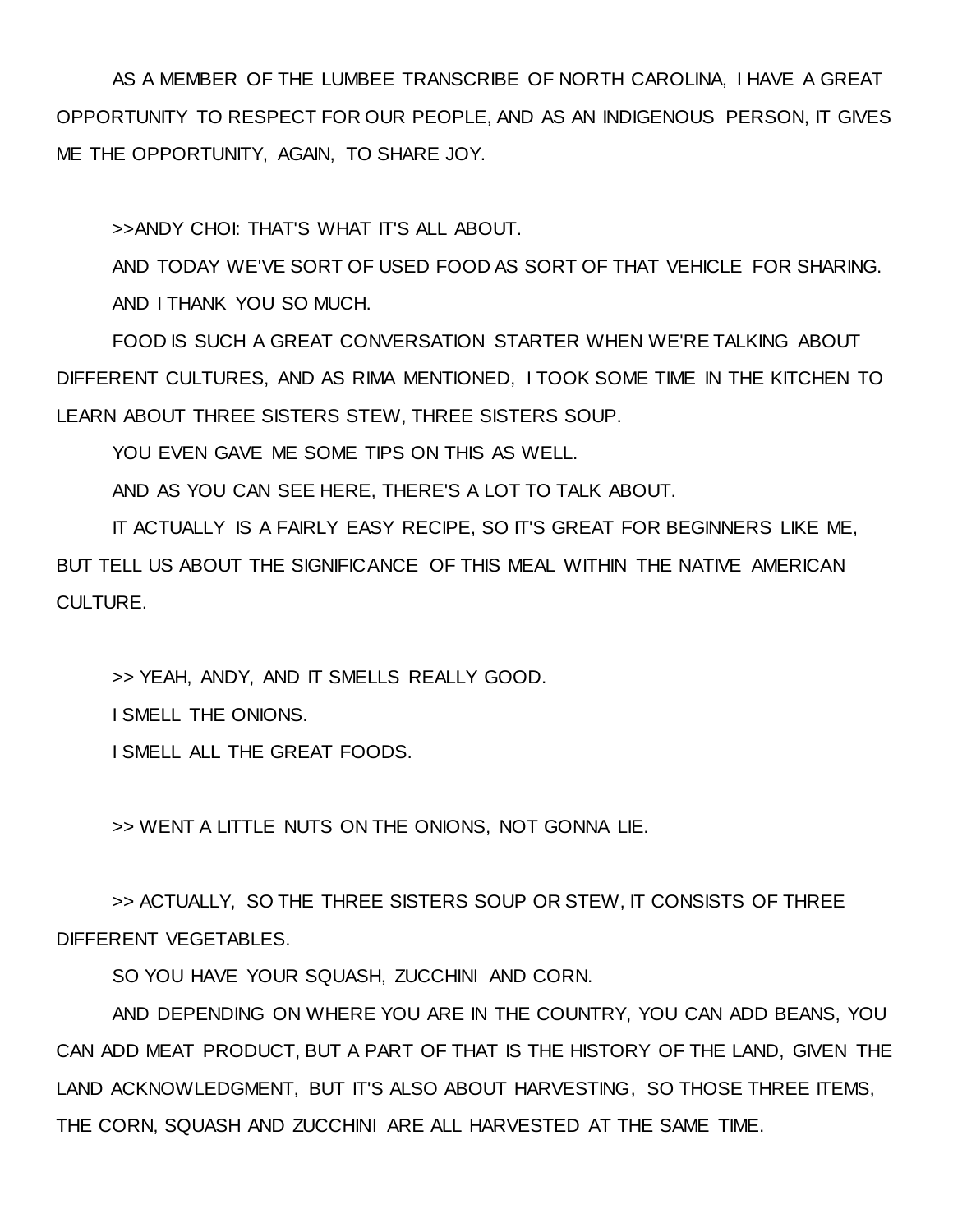AS A MEMBER OF THE LUMBEE TRANSCRIBE OF NORTH CAROLINA, I HAVE A GREAT OPPORTUNITY TO RESPECT FOR OUR PEOPLE, AND AS AN INDIGENOUS PERSON, IT GIVES ME THE OPPORTUNITY, AGAIN, TO SHARE JOY.

>>ANDY CHOI: THAT'S WHAT IT'S ALL ABOUT.

AND TODAY WE'VE SORT OF USED FOOD AS SORT OF THAT VEHICLE FOR SHARING.

AND I THANK YOU SO MUCH.

FOOD IS SUCH A GREAT CONVERSATION STARTER WHEN WE'RE TALKING ABOUT DIFFERENT CULTURES, AND AS RIMA MENTIONED, I TOOK SOME TIME IN THE KITCHEN TO LEARN ABOUT THREE SISTERS STEW, THREE SISTERS SOUP.

YOU EVEN GAVE ME SOME TIPS ON THIS AS WELL.

AND AS YOU CAN SEE HERE, THERE'S A LOT TO TALK ABOUT.

IT ACTUALLY IS A FAIRLY EASY RECIPE, SO IT'S GREAT FOR BEGINNERS LIKE ME, BUT TELL US ABOUT THE SIGNIFICANCE OF THIS MEAL WITHIN THE NATIVE AMERICAN CULTURE.

>> YEAH, ANDY, AND IT SMELLS REALLY GOOD.

I SMELL THE ONIONS.

I SMELL ALL THE GREAT FOODS.

>> WENT A LITTLE NUTS ON THE ONIONS, NOT GONNA LIE.

>> ACTUALLY, SO THE THREE SISTERS SOUP OR STEW, IT CONSISTS OF THREE DIFFERENT VEGETABLES.

SO YOU HAVE YOUR SQUASH, ZUCCHINI AND CORN.

AND DEPENDING ON WHERE YOU ARE IN THE COUNTRY, YOU CAN ADD BEANS, YOU CAN ADD MEAT PRODUCT, BUT A PART OF THAT IS THE HISTORY OF THE LAND, GIVEN THE LAND ACKNOWLEDGMENT, BUT IT'S ALSO ABOUT HARVESTING, SO THOSE THREE ITEMS, THE CORN, SQUASH AND ZUCCHINI ARE ALL HARVESTED AT THE SAME TIME.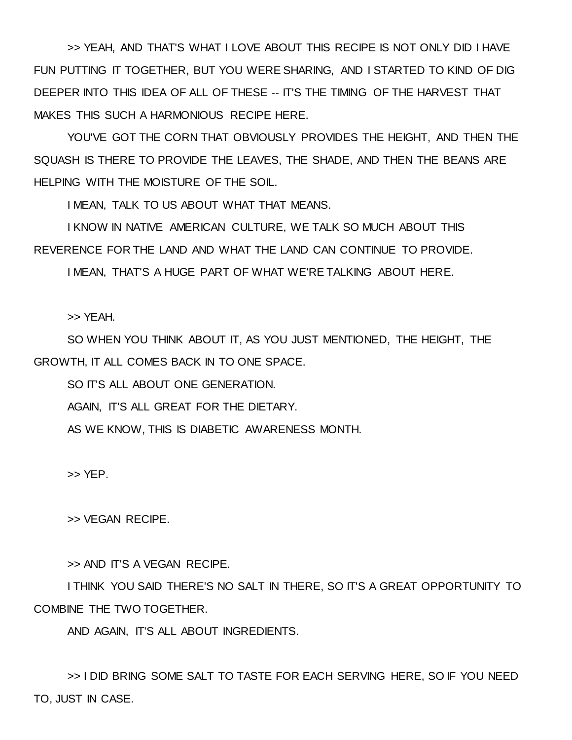>> YEAH, AND THAT'S WHAT I LOVE ABOUT THIS RECIPE IS NOT ONLY DID I HAVE FUN PUTTING IT TOGETHER, BUT YOU WERE SHARING, AND I STARTED TO KIND OF DIG DEEPER INTO THIS IDEA OF ALL OF THESE -- IT'S THE TIMING OF THE HARVEST THAT MAKES THIS SUCH A HARMONIOUS RECIPE HERE.

YOU'VE GOT THE CORN THAT OBVIOUSLY PROVIDES THE HEIGHT, AND THEN THE SQUASH IS THERE TO PROVIDE THE LEAVES, THE SHADE, AND THEN THE BEANS ARE HELPING WITH THE MOISTURE OF THE SOIL.

I MEAN, TALK TO US ABOUT WHAT THAT MEANS.

I KNOW IN NATIVE AMERICAN CULTURE, WE TALK SO MUCH ABOUT THIS REVERENCE FOR THE LAND AND WHAT THE LAND CAN CONTINUE TO PROVIDE.

I MEAN, THAT'S A HUGE PART OF WHAT WE'RE TALKING ABOUT HERE.

>> YEAH.

SO WHEN YOU THINK ABOUT IT, AS YOU JUST MENTIONED, THE HEIGHT, THE GROWTH, IT ALL COMES BACK IN TO ONE SPACE.

SO IT'S ALL ABOUT ONE GENERATION.

AGAIN, IT'S ALL GREAT FOR THE DIETARY.

AS WE KNOW, THIS IS DIABETIC AWARENESS MONTH.

>> YEP.

>> VEGAN RECIPE.

>> AND IT'S A VEGAN RECIPE.

I THINK YOU SAID THERE'S NO SALT IN THERE, SO IT'S A GREAT OPPORTUNITY TO COMBINE THE TWO TOGETHER.

AND AGAIN, IT'S ALL ABOUT INGREDIENTS.

>> I DID BRING SOME SALT TO TASTE FOR EACH SERVING HERE, SO IF YOU NEED TO, JUST IN CASE.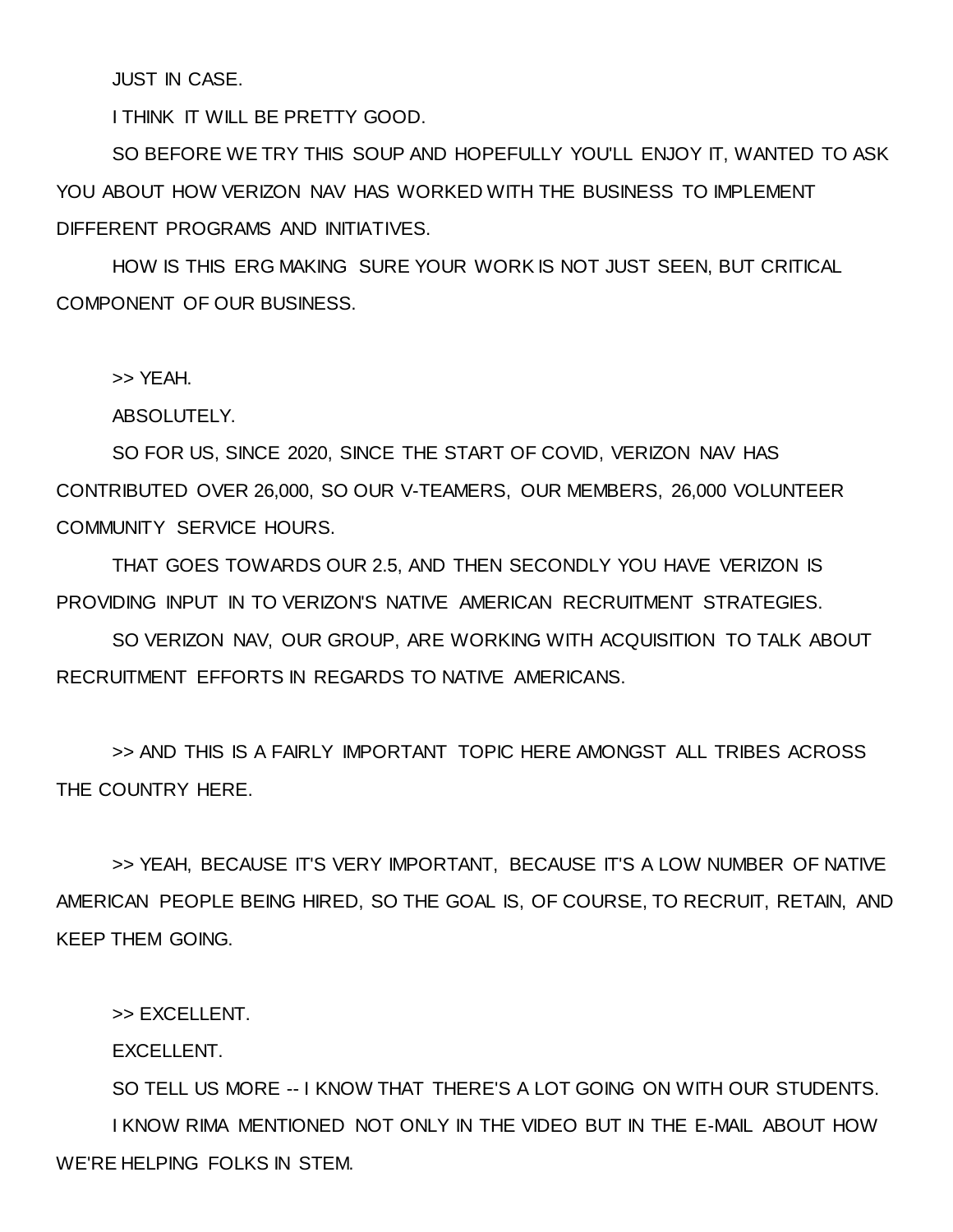JUST IN CASE.

I THINK IT WILL BE PRETTY GOOD.

SO BEFORE WE TRY THIS SOUP AND HOPEFULLY YOU'LL ENJOY IT, WANTED TO ASK YOU ABOUT HOW VERIZON NAV HAS WORKED WITH THE BUSINESS TO IMPLEMENT DIFFERENT PROGRAMS AND INITIATIVES.

HOW IS THIS ERG MAKING SURE YOUR WORK IS NOT JUST SEEN, BUT CRITICAL COMPONENT OF OUR BUSINESS.

>> YEAH.

ABSOLUTELY.

SO FOR US, SINCE 2020, SINCE THE START OF COVID, VERIZON NAV HAS CONTRIBUTED OVER 26,000, SO OUR V-TEAMERS, OUR MEMBERS, 26,000 VOLUNTEER COMMUNITY SERVICE HOURS.

THAT GOES TOWARDS OUR 2.5, AND THEN SECONDLY YOU HAVE VERIZON IS PROVIDING INPUT IN TO VERIZON'S NATIVE AMERICAN RECRUITMENT STRATEGIES.

SO VERIZON NAV, OUR GROUP, ARE WORKING WITH ACQUISITION TO TALK ABOUT RECRUITMENT EFFORTS IN REGARDS TO NATIVE AMERICANS.

>> AND THIS IS A FAIRLY IMPORTANT TOPIC HERE AMONGST ALL TRIBES ACROSS THE COUNTRY HERE.

>> YEAH, BECAUSE IT'S VERY IMPORTANT, BECAUSE IT'S A LOW NUMBER OF NATIVE AMERICAN PEOPLE BEING HIRED, SO THE GOAL IS, OF COURSE, TO RECRUIT, RETAIN, AND KEEP THEM GOING.

>> EXCELLENT.

EXCELLENT.

SO TELL US MORE -- I KNOW THAT THERE'S A LOT GOING ON WITH OUR STUDENTS.

I KNOW RIMA MENTIONED NOT ONLY IN THE VIDEO BUT IN THE E-MAIL ABOUT HOW WE'RE HELPING FOLKS IN STEM.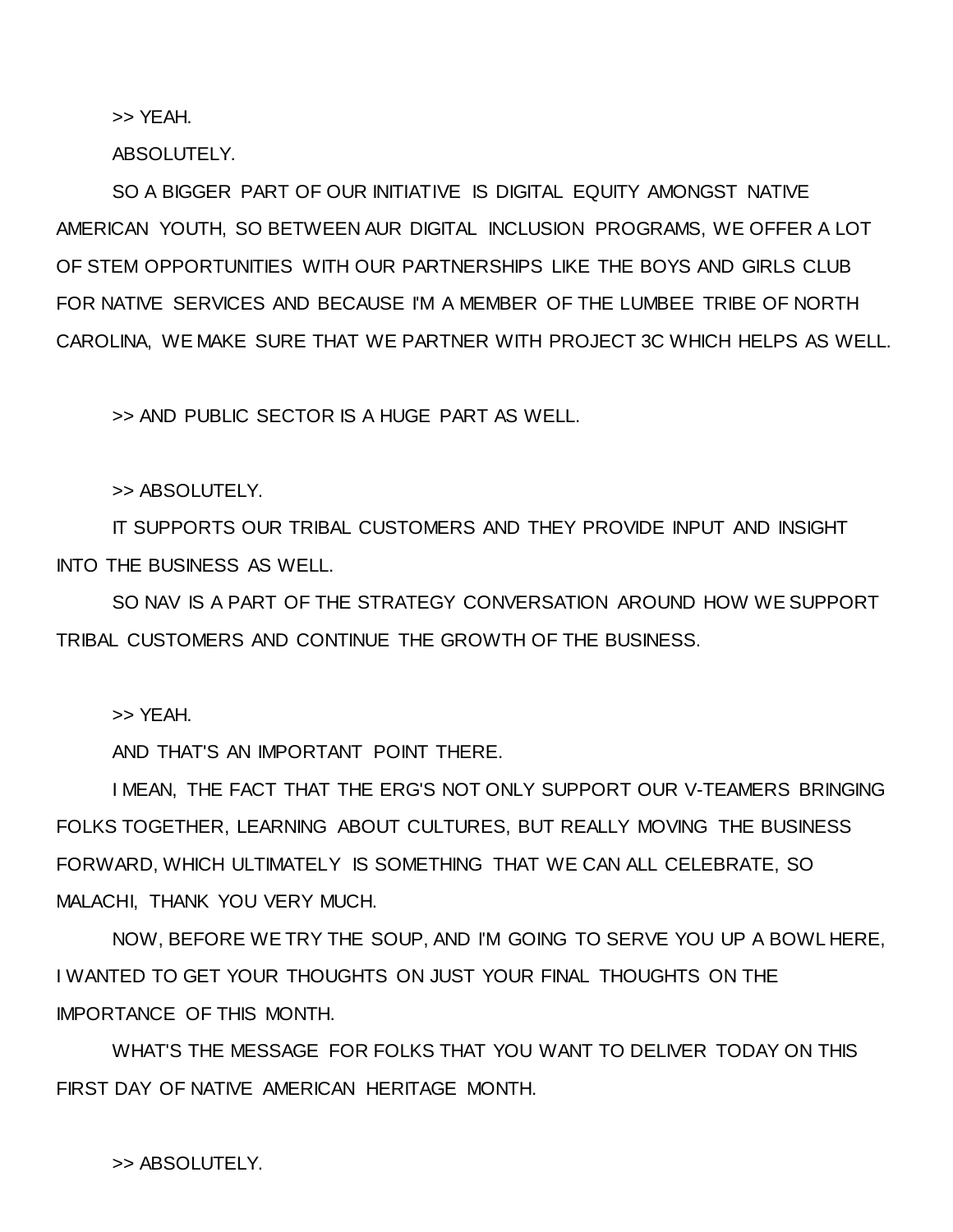>> YEAH.

ABSOLUTELY.

SO A BIGGER PART OF OUR INITIATIVE IS DIGITAL EQUITY AMONGST NATIVE AMERICAN YOUTH, SO BETWEEN AUR DIGITAL INCLUSION PROGRAMS, WE OFFER A LOT OF STEM OPPORTUNITIES WITH OUR PARTNERSHIPS LIKE THE BOYS AND GIRLS CLUB FOR NATIVE SERVICES AND BECAUSE I'M A MEMBER OF THE LUMBEE TRIBE OF NORTH CAROLINA, WE MAKE SURE THAT WE PARTNER WITH PROJECT 3C WHICH HELPS AS WELL.

>> AND PUBLIC SECTOR IS A HUGE PART AS WELL.

>> ABSOLUTELY.

IT SUPPORTS OUR TRIBAL CUSTOMERS AND THEY PROVIDE INPUT AND INSIGHT INTO THE BUSINESS AS WELL.

SO NAV IS A PART OF THE STRATEGY CONVERSATION AROUND HOW WE SUPPORT TRIBAL CUSTOMERS AND CONTINUE THE GROWTH OF THE BUSINESS.

>> YEAH.

AND THAT'S AN IMPORTANT POINT THERE.

I MEAN, THE FACT THAT THE ERG'S NOT ONLY SUPPORT OUR V-TEAMERS BRINGING FOLKS TOGETHER, LEARNING ABOUT CULTURES, BUT REALLY MOVING THE BUSINESS FORWARD, WHICH ULTIMATELY IS SOMETHING THAT WE CAN ALL CELEBRATE, SO MALACHI, THANK YOU VERY MUCH.

NOW, BEFORE WE TRY THE SOUP, AND I'M GOING TO SERVE YOU UP A BOWL HERE, I WANTED TO GET YOUR THOUGHTS ON JUST YOUR FINAL THOUGHTS ON THE IMPORTANCE OF THIS MONTH.

WHAT'S THE MESSAGE FOR FOLKS THAT YOU WANT TO DELIVER TODAY ON THIS FIRST DAY OF NATIVE AMERICAN HERITAGE MONTH.

>> ABSOLUTELY.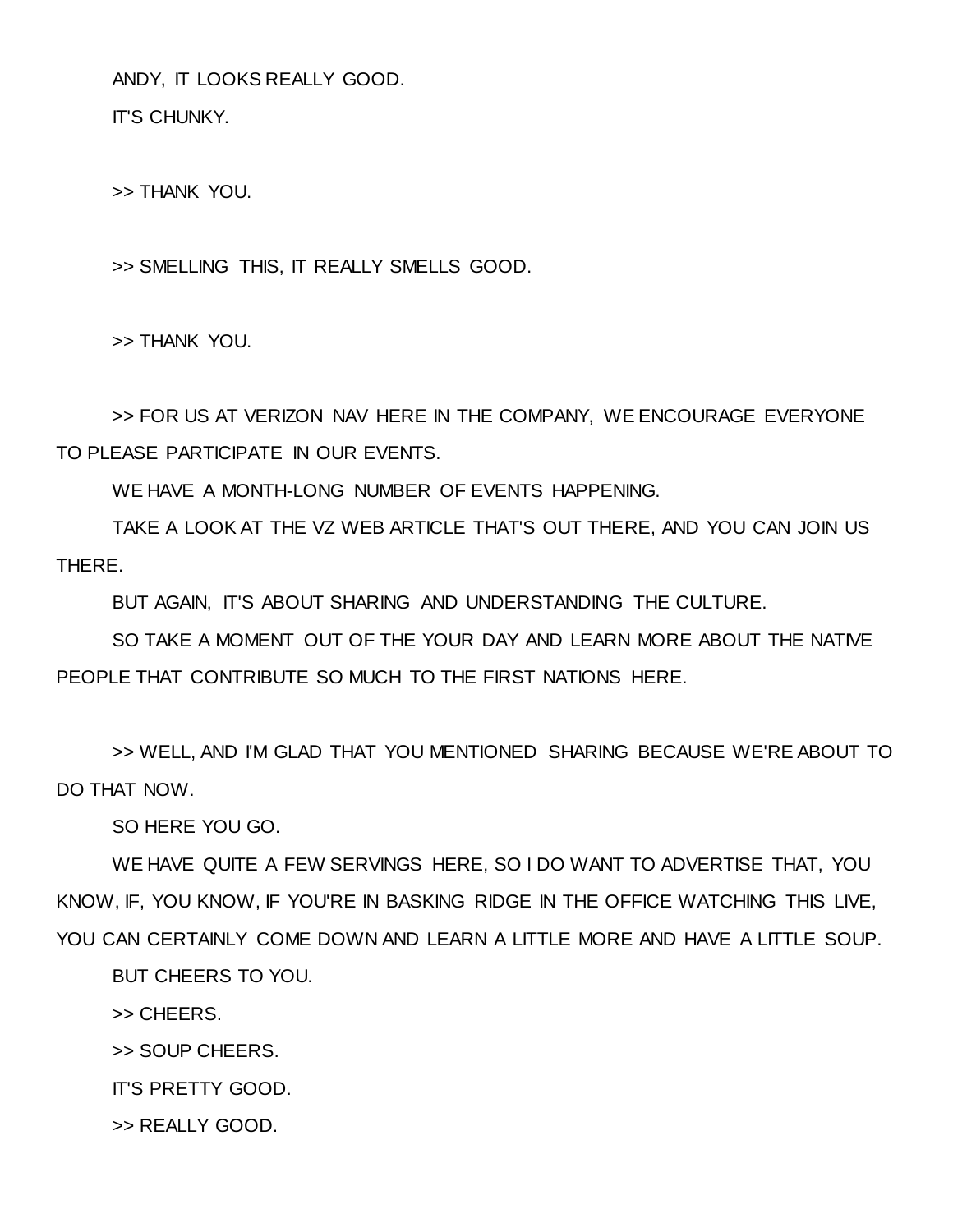ANDY, IT LOOKS REALLY GOOD.

IT'S CHUNKY.

>> THANK YOU.

>> SMELLING THIS, IT REALLY SMELLS GOOD.

>> THANK YOU.

>> FOR US AT VERIZON NAV HERE IN THE COMPANY, WE ENCOURAGE EVERYONE TO PLEASE PARTICIPATE IN OUR EVENTS.

WE HAVE A MONTH-LONG NUMBER OF EVENTS HAPPENING.

TAKE A LOOK AT THE VZ WEB ARTICLE THAT'S OUT THERE, AND YOU CAN JOIN US THERE.

BUT AGAIN, IT'S ABOUT SHARING AND UNDERSTANDING THE CULTURE.

SO TAKE A MOMENT OUT OF THE YOUR DAY AND LEARN MORE ABOUT THE NATIVE PEOPLE THAT CONTRIBUTE SO MUCH TO THE FIRST NATIONS HERE.

>> WELL, AND I'M GLAD THAT YOU MENTIONED SHARING BECAUSE WE'RE ABOUT TO DO THAT NOW.

SO HERE YOU GO.

WE HAVE QUITE A FEW SERVINGS HERE, SO I DO WANT TO ADVERTISE THAT, YOU KNOW, IF, YOU KNOW, IF YOU'RE IN BASKING RIDGE IN THE OFFICE WATCHING THIS LIVE, YOU CAN CERTAINLY COME DOWN AND LEARN A LITTLE MORE AND HAVE A LITTLE SOUP.

BUT CHEERS TO YOU.

>> CHEERS.

>> SOUP CHEERS.

IT'S PRETTY GOOD.

>> REALLY GOOD.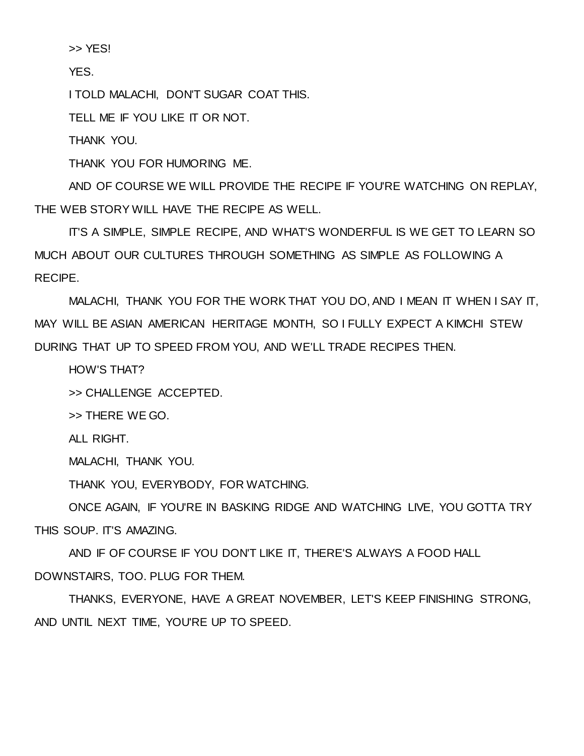>> YES!

YES.

I TOLD MALACHI, DON'T SUGAR COAT THIS.

TELL ME IF YOU LIKE IT OR NOT.

THANK YOU.

THANK YOU FOR HUMORING ME.

AND OF COURSE WE WILL PROVIDE THE RECIPE IF YOU'RE WATCHING ON REPLAY, THE WEB STORY WILL HAVE THE RECIPE AS WELL.

IT'S A SIMPLE, SIMPLE RECIPE, AND WHAT'S WONDERFUL IS WE GET TO LEARN SO MUCH ABOUT OUR CULTURES THROUGH SOMETHING AS SIMPLE AS FOLLOWING A RECIPE.

MALACHI, THANK YOU FOR THE WORK THAT YOU DO, AND I MEAN IT WHEN I SAY IT, MAY WILL BE ASIAN AMERICAN HERITAGE MONTH, SO I FULLY EXPECT A KIMCHI STEW DURING THAT UP TO SPEED FROM YOU, AND WE'LL TRADE RECIPES THEN.

HOW'S THAT?

>> CHALLENGE ACCEPTED.

>> THERE WE GO.

ALL RIGHT.

MALACHI, THANK YOU.

THANK YOU, EVERYBODY, FOR WATCHING.

ONCE AGAIN, IF YOU'RE IN BASKING RIDGE AND WATCHING LIVE, YOU GOTTA TRY THIS SOUP. IT'S AMAZING.

AND IF OF COURSE IF YOU DON'T LIKE IT, THERE'S ALWAYS A FOOD HALL DOWNSTAIRS, TOO. PLUG FOR THEM.

THANKS, EVERYONE, HAVE A GREAT NOVEMBER, LET'S KEEP FINISHING STRONG, AND UNTIL NEXT TIME, YOU'RE UP TO SPEED.